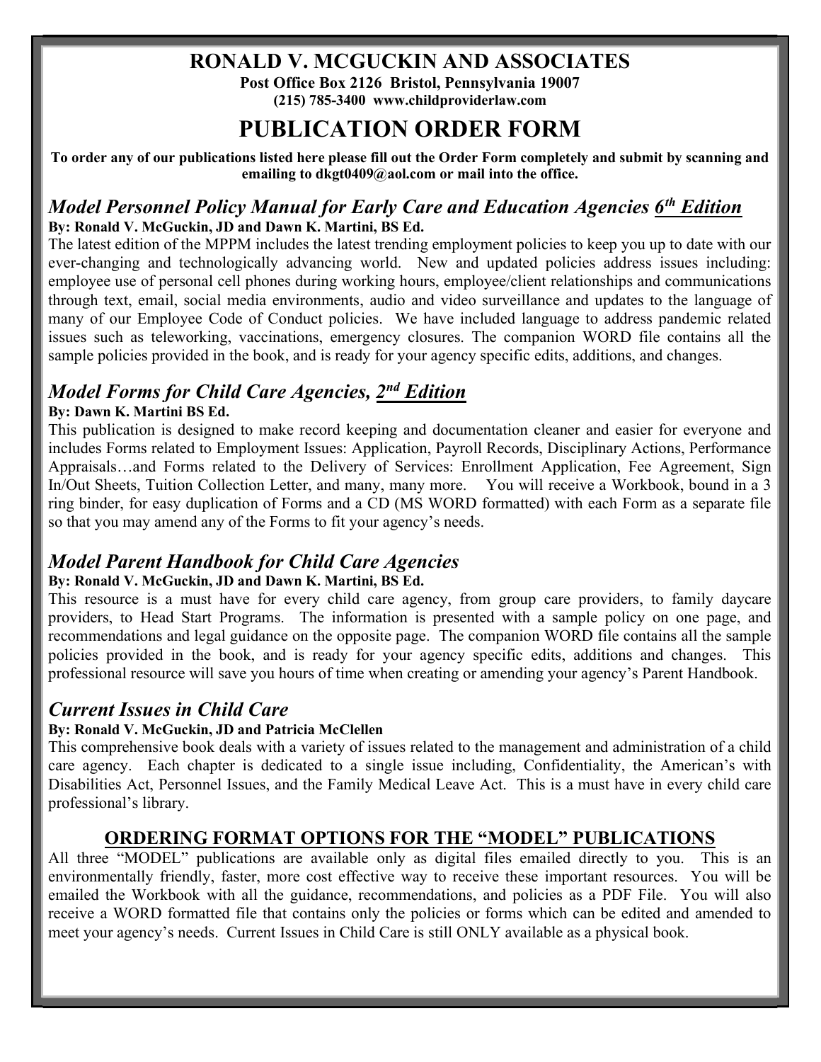# RONALD V. MCGUCKIN AND ASSOCIATES

**Post Office Box 2126 Bristol, Pennsylvania 19007**
**(215) 785-3400 www.childproviderlaw.com**

# PUBLICATION ORDER FORM

**To order any of our publications listed here please fill out the Order Form completely and submit by scanning and emailing to dkgt0409@aol.com or mail into the office.**

## *Model Personnel Policy Manual for Early Care and Education Agencies 6th Edition*

**By: Ronald V. McGuckin, JD and Dawn K. Martini, BS Ed.**

The latest edition of the MPPM includes the latest trending employment policies to keep you up to date with our ever-changing and technologically advancing world. New and updated policies address issues including: employee use of personal cell phones during working hours, employee/client relationships and communications through text, email, social media environments, audio and video surveillance and updates to the language of many of our Employee Code of Conduct policies. We have included language to address pandemic related issues such as teleworking, vaccinations, emergency closures. The companion WORD file contains all the sample policies provided in the book, and is ready for your agency specific edits, additions, and changes.

## *Model Forms for Child Care Agencies, 2nd Edition*

**By: Dawn K. Martini BS Ed.**

This publication is designed to make record keeping and documentation cleaner and easier for everyone and includes Forms related to Employment Issues: Application, Payroll Records, Disciplinary Actions, Performance Appraisals…and Forms related to the Delivery of Services: Enrollment Application, Fee Agreement, Sign In/Out Sheets, Tuition Collection Letter, and many, many more. You will receive a Workbook, bound in a 3 ring binder, for easy duplication of Forms and a CD (MS WORD formatted) with each Form as a separate file so that you may amend any of the Forms to fit your agency's needs.

## *Model Parent Handbook for Child Care Agencies*

**By: Ronald V. McGuckin, JD and Dawn K. Martini, BS Ed.**

This resource is a must have for every child care agency, from group care providers, to family daycare providers, to Head Start Programs. The information is presented with a sample policy on one page, and recommendations and legal guidance on the opposite page. The companion WORD file contains all the sample policies provided in the book, and is ready for your agency specific edits, additions and changes. This professional resource will save you hours of time when creating or amending your agency's Parent Handbook.

## *Current Issues in Child Care*

**By: Ronald V. McGuckin, JD and Patricia McClellen**

This comprehensive book deals with a variety of issues related to the management and administration of a child care agency. Each chapter is dedicated to a single issue including, Confidentiality, the American's with Disabilities Act, Personnel Issues, and the Family Medical Leave Act. This is a must have in every child care professional's library.

## ORDERING FORMAT OPTIONS FOR THE "MODEL" PUBLICATIONS

All three "MODEL" publications are available only as digital files emailed directly to you. This is an environmentally friendly, faster, more cost effective way to receive these important resources. You will be emailed the Workbook with all the guidance, recommendations, and policies as a PDF File. You will also receive a WORD formatted file that contains only the policies or forms which can be edited and amended to meet your agency's needs. Current Issues in Child Care is still ONLY available as a physical book.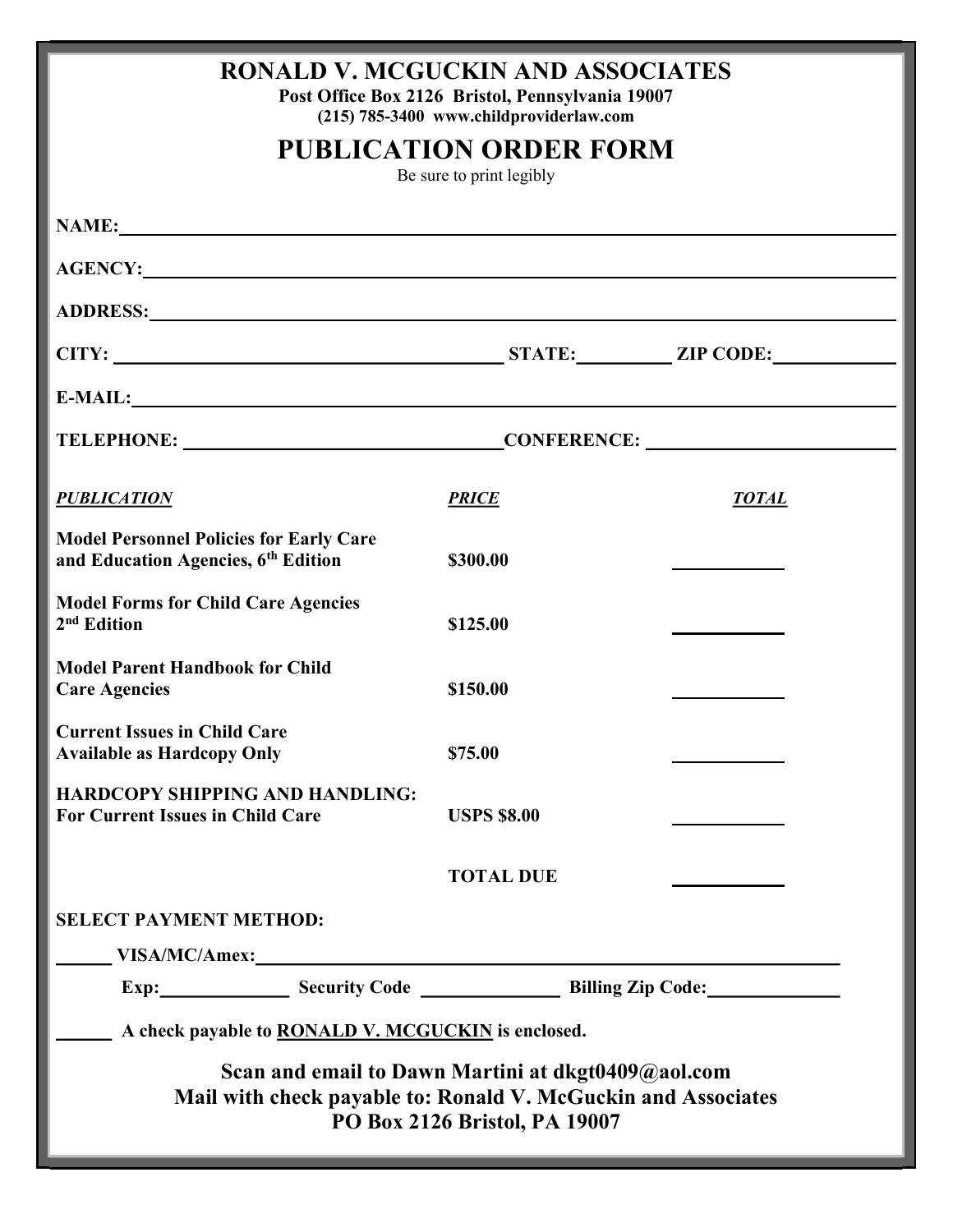# RONALD V. MCGUCKIN AND ASSOCIATES

**Post Office Box 2126 Bristol, Pennsylvania 19007**
**(215) 785-3400 www.childproviderlaw.com**

## PUBLICATION ORDER FORM

Be sure to print legibly

**NAME:** ______________________________

**AGENCY:** ______________________________

**ADDRESS:** ______________________________

**CITY:** ______________________ **STATE:** __________ **ZIP CODE:** __________

**E-MAIL:** ______________________________

**TELEPHONE:** ______________________ **CONFERENCE:** ______________________

| ***PUBLICATION*** | ***PRICE*** | ***TOTAL*** |
|---|---|---|
| **Model Personnel Policies for Early Care and Education Agencies, 6th Edition** | **$300.00** | ________ |
| **Model Forms for Child Care Agencies 2nd Edition** | **$125.00** | ________ |
| **Model Parent Handbook for Child Care Agencies** | **$150.00** | ________ |
| **Current Issues in Child Care Available as Hardcopy Only** | **$75.00** | ________ |
| **HARDCOPY SHIPPING AND HANDLING: For Current Issues in Child Care** | **USPS $8.00** | ________ |
| | **TOTAL DUE** | ________ |

**SELECT PAYMENT METHOD:**

______ **VISA/MC/Amex:** ______________________________

**Exp:** __________ **Security Code** __________ **Billing Zip Code:** __________

______ **A check payable to RONALD V. MCGUCKIN is enclosed.**

**Scan and email to Dawn Martini at dkgt0409@aol.com**
**Mail with check payable to: Ronald V. McGuckin and Associates**
**PO Box 2126 Bristol, PA 19007**